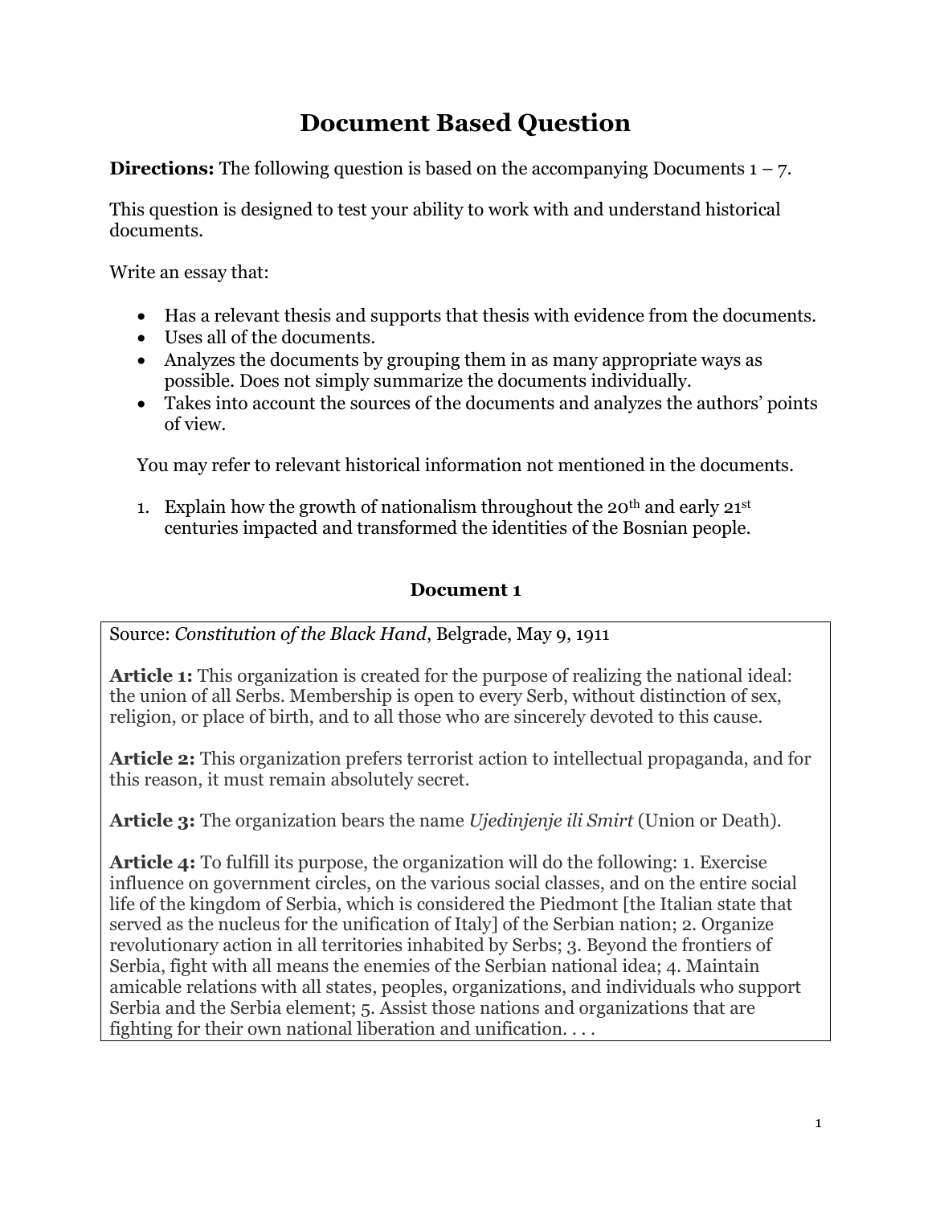# Document Based Question

**Directions:** The following question is based on the accompanying Documents 1 – 7.

This question is designed to test your ability to work with and understand historical documents.

Write an essay that:

- Has a relevant thesis and supports that thesis with evidence from the documents.
- Uses all of the documents.
- Analyzes the documents by grouping them in as many appropriate ways as possible. Does not simply summarize the documents individually.
- Takes into account the sources of the documents and analyzes the authors' points of view.

You may refer to relevant historical information not mentioned in the documents.

1. Explain how the growth of nationalism throughout the 20th and early 21st centuries impacted and transformed the identities of the Bosnian people.

### Document 1

Source: *Constitution of the Black Hand*, Belgrade, May 9, 1911

**Article 1:** This organization is created for the purpose of realizing the national ideal: the union of all Serbs. Membership is open to every Serb, without distinction of sex, religion, or place of birth, and to all those who are sincerely devoted to this cause.

**Article 2:** This organization prefers terrorist action to intellectual propaganda, and for this reason, it must remain absolutely secret.

**Article 3:** The organization bears the name *Ujedinjenje ili Smirt* (Union or Death).

**Article 4:** To fulfill its purpose, the organization will do the following: 1. Exercise influence on government circles, on the various social classes, and on the entire social life of the kingdom of Serbia, which is considered the Piedmont [the Italian state that served as the nucleus for the unification of Italy] of the Serbian nation; 2. Organize revolutionary action in all territories inhabited by Serbs; 3. Beyond the frontiers of Serbia, fight with all means the enemies of the Serbian national idea; 4. Maintain amicable relations with all states, peoples, organizations, and individuals who support Serbia and the Serbia element; 5. Assist those nations and organizations that are fighting for their own national liberation and unification. . . .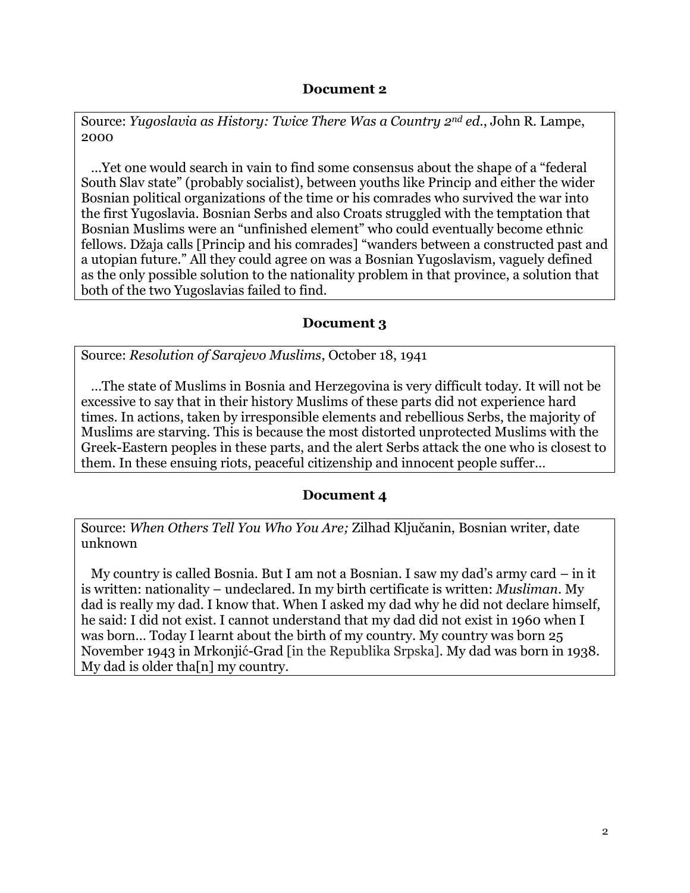## Document 2

Source: *Yugoslavia as History: Twice There Was a Country 2nd ed.*, John R. Lampe, 2000

…Yet one would search in vain to find some consensus about the shape of a "federal South Slav state" (probably socialist), between youths like Princip and either the wider Bosnian political organizations of the time or his comrades who survived the war into the first Yugoslavia. Bosnian Serbs and also Croats struggled with the temptation that Bosnian Muslims were an "unfinished element" who could eventually become ethnic fellows. Džaja calls [Princip and his comrades] "wanders between a constructed past and a utopian future." All they could agree on was a Bosnian Yugoslavism, vaguely defined as the only possible solution to the nationality problem in that province, a solution that both of the two Yugoslavias failed to find.

## Document 3

Source: *Resolution of Sarajevo Muslims*, October 18, 1941

…The state of Muslims in Bosnia and Herzegovina is very difficult today. It will not be excessive to say that in their history Muslims of these parts did not experience hard times. In actions, taken by irresponsible elements and rebellious Serbs, the majority of Muslims are starving. This is because the most distorted unprotected Muslims with the Greek-Eastern peoples in these parts, and the alert Serbs attack the one who is closest to them. In these ensuing riots, peaceful citizenship and innocent people suffer…

## Document 4

Source: *When Others Tell You Who You Are;* Zilhad Ključanin, Bosnian writer, date unknown

My country is called Bosnia. But I am not a Bosnian. I saw my dad's army card – in it is written: nationality – undeclared. In my birth certificate is written: *Musliman*. My dad is really my dad. I know that. When I asked my dad why he did not declare himself, he said: I did not exist. I cannot understand that my dad did not exist in 1960 when I was born… Today I learnt about the birth of my country. My country was born 25 November 1943 in Mrkonjić-Grad [in the Republika Srpska]. My dad was born in 1938. My dad is older tha[n] my country.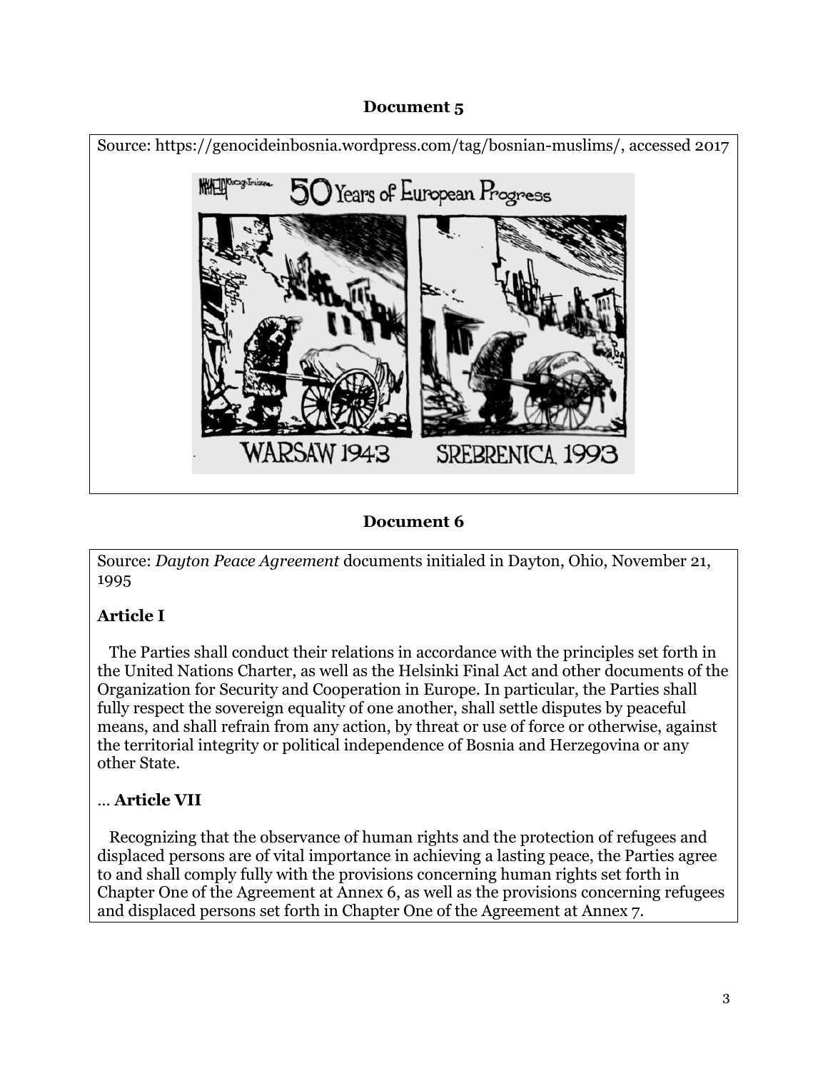**Document 5**

Source: https://genocideinbosnia.wordpress.com/tag/bosnian-muslims/, accessed 2017

**Document 6**

Source: *Dayton Peace Agreement* documents initialed in Dayton, Ohio, November 21, 1995

**Article I**

The Parties shall conduct their relations in accordance with the principles set forth in the United Nations Charter, as well as the Helsinki Final Act and other documents of the Organization for Security and Cooperation in Europe. In particular, the Parties shall fully respect the sovereign equality of one another, shall settle disputes by peaceful means, and shall refrain from any action, by threat or use of force or otherwise, against the territorial integrity or political independence of Bosnia and Herzegovina or any other State.

… **Article VII**

Recognizing that the observance of human rights and the protection of refugees and displaced persons are of vital importance in achieving a lasting peace, the Parties agree to and shall comply fully with the provisions concerning human rights set forth in Chapter One of the Agreement at Annex 6, as well as the provisions concerning refugees and displaced persons set forth in Chapter One of the Agreement at Annex 7.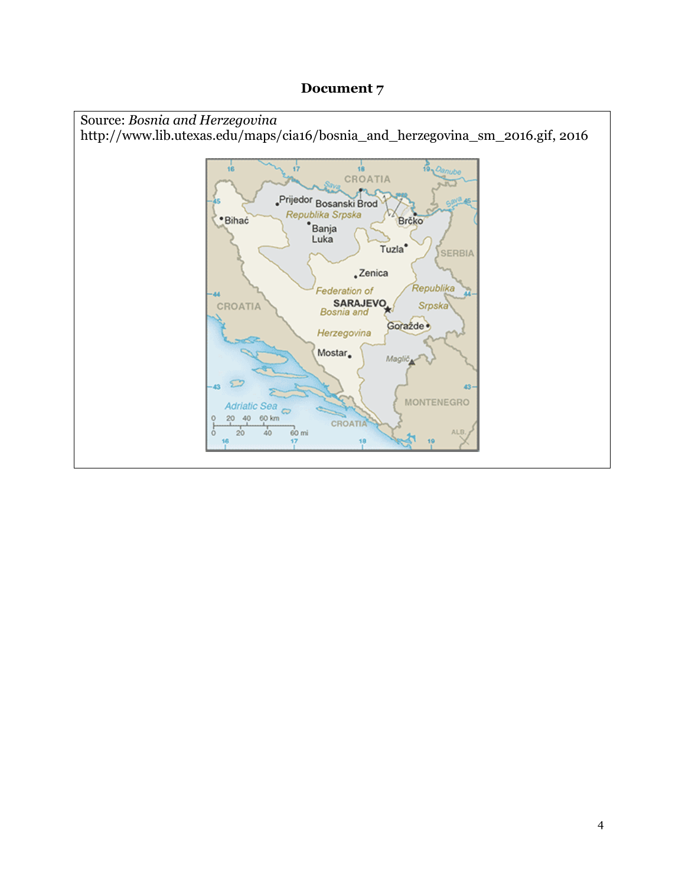**Document 7**

Source: *Bosnia and Herzegovina*
http://www.lib.utexas.edu/maps/cia16/bosnia_and_herzegovina_sm_2016.gif, 2016

CROATIA
Sava
Danube
Prijedor
Bosanski Brod
Republika Srpska
Bihać
Banja Luka
Brčko
Tuzla
SERBIA
Zenica
Federation of Bosnia and Herzegovina
SARAJEVO
Republika Srpska
Goražde
CROATIA
Mostar
Maglić
MONTENEGRO
Adriatic Sea
CROATIA
ALB.
0 20 40 60 km
0 20 40 60 mi
16 17 18 19
45 44 43